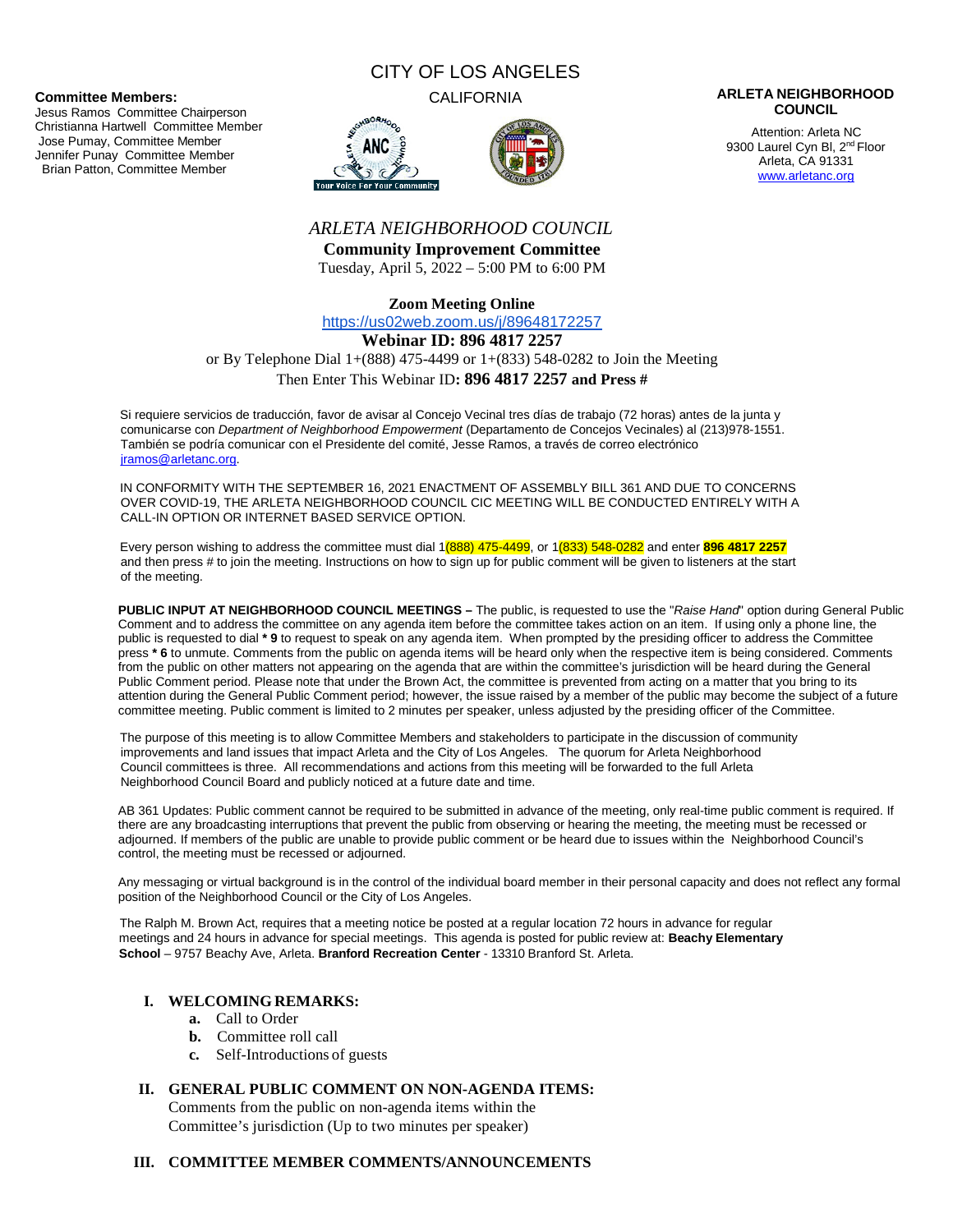**Committee Members:**
Jesus Ramos Committee Chairperson
Christianna Hartwell Committee Member
Jose Pumay, Committee Member
Jennifer Punay Committee Member
Brian Patton, Committee Member

CITY OF LOS ANGELES

CALIFORNIA

**ARLETA NEIGHBORHOOD COUNCIL**

Attention: Arleta NC
9300 Laurel Cyn Bl, 2nd Floor
Arleta, CA 91331
www.arletanc.org

# *ARLETA NEIGHBORHOOD COUNCIL*

## Community Improvement Committee

Tuesday, April 5, 2022 – 5:00 PM to 6:00 PM

**Zoom Meeting Online**

https://us02web.zoom.us/j/89648172257

**Webinar ID: 896 4817 2257**

or By Telephone Dial 1+(888) 475-4499 or 1+(833) 548-0282 to Join the Meeting
Then Enter This Webinar ID**: 896 4817 2257 and Press #**

Si requiere servicios de traducción, favor de avisar al Concejo Vecinal tres días de trabajo (72 horas) antes de la junta y comunicarse con *Department of Neighborhood Empowerment* (Departamento de Concejos Vecinales) al (213)978-1551. También se podría comunicar con el Presidente del comité, Jesse Ramos, a través de correo electrónico jramos@arletanc.org.

IN CONFORMITY WITH THE SEPTEMBER 16, 2021 ENACTMENT OF ASSEMBLY BILL 361 AND DUE TO CONCERNS OVER COVID-19, THE ARLETA NEIGHBORHOOD COUNCIL CIC MEETING WILL BE CONDUCTED ENTIRELY WITH A CALL-IN OPTION OR INTERNET BASED SERVICE OPTION.

Every person wishing to address the committee must dial 1(888) 475-4499, or 1(833) 548-0282 and enter **896 4817 2257** and then press # to join the meeting. Instructions on how to sign up for public comment will be given to listeners at the start of the meeting.

**PUBLIC INPUT AT NEIGHBORHOOD COUNCIL MEETINGS –** The public, is requested to use the "*Raise Hand*" option during General Public Comment and to address the committee on any agenda item before the committee takes action on an item. If using only a phone line, the public is requested to dial **\* 9** to request to speak on any agenda item. When prompted by the presiding officer to address the Committee press **\* 6** to unmute. Comments from the public on agenda items will be heard only when the respective item is being considered. Comments from the public on other matters not appearing on the agenda that are within the committee's jurisdiction will be heard during the General Public Comment period. Please note that under the Brown Act, the committee is prevented from acting on a matter that you bring to its attention during the General Public Comment period; however, the issue raised by a member of the public may become the subject of a future committee meeting. Public comment is limited to 2 minutes per speaker, unless adjusted by the presiding officer of the Committee.

The purpose of this meeting is to allow Committee Members and stakeholders to participate in the discussion of community improvements and land issues that impact Arleta and the City of Los Angeles. The quorum for Arleta Neighborhood Council committees is three. All recommendations and actions from this meeting will be forwarded to the full Arleta Neighborhood Council Board and publicly noticed at a future date and time.

AB 361 Updates: Public comment cannot be required to be submitted in advance of the meeting, only real-time public comment is required. If there are any broadcasting interruptions that prevent the public from observing or hearing the meeting, the meeting must be recessed or adjourned. If members of the public are unable to provide public comment or be heard due to issues within the Neighborhood Council's control, the meeting must be recessed or adjourned.

Any messaging or virtual background is in the control of the individual board member in their personal capacity and does not reflect any formal position of the Neighborhood Council or the City of Los Angeles.

The Ralph M. Brown Act, requires that a meeting notice be posted at a regular location 72 hours in advance for regular meetings and 24 hours in advance for special meetings. This agenda is posted for public review at: **Beachy Elementary School** – 9757 Beachy Ave, Arleta. **Branford Recreation Center** - 13310 Branford St. Arleta.

**I. WELCOMING REMARKS:**

- **a.** Call to Order
- **b.** Committee roll call
- **c.** Self-Introductions of guests

**II. GENERAL PUBLIC COMMENT ON NON-AGENDA ITEMS:**
Comments from the public on non-agenda items within the Committee's jurisdiction (Up to two minutes per speaker)

**III. COMMITTEE MEMBER COMMENTS/ANNOUNCEMENTS**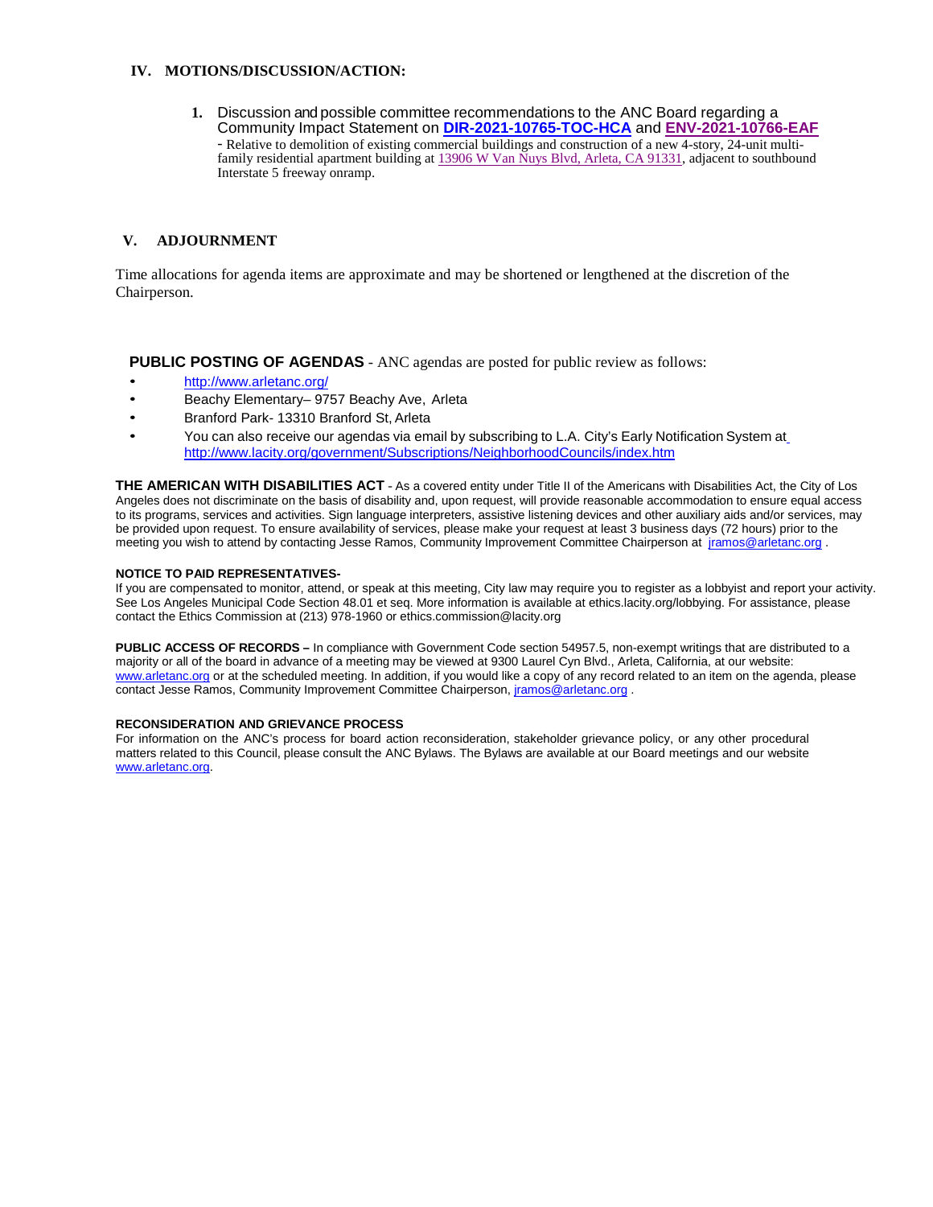## IV. MOTIONS/DISCUSSION/ACTION:

1. Discussion and possible committee recommendations to the ANC Board regarding a Community Impact Statement on **DIR-2021-10765-TOC-HCA** and **ENV-2021-10766-EAF** - Relative to demolition of existing commercial buildings and construction of a new 4-story, 24-unit multi-family residential apartment building at 13906 W Van Nuys Blvd, Arleta, CA 91331, adjacent to southbound Interstate 5 freeway onramp.

## V. ADJOURNMENT

Time allocations for agenda items are approximate and may be shortened or lengthened at the discretion of the Chairperson.

**PUBLIC POSTING OF AGENDAS** - ANC agendas are posted for public review as follows:

- http://www.arletanc.org/
- Beachy Elementary– 9757 Beachy Ave, Arleta
- Branford Park- 13310 Branford St, Arleta
- You can also receive our agendas via email by subscribing to L.A. City's Early Notification System at http://www.lacity.org/government/Subscriptions/NeighborhoodCouncils/index.htm

**THE AMERICAN WITH DISABILITIES ACT** - As a covered entity under Title II of the Americans with Disabilities Act, the City of Los Angeles does not discriminate on the basis of disability and, upon request, will provide reasonable accommodation to ensure equal access to its programs, services and activities. Sign language interpreters, assistive listening devices and other auxiliary aids and/or services, may be provided upon request. To ensure availability of services, please make your request at least 3 business days (72 hours) prior to the meeting you wish to attend by contacting Jesse Ramos, Community Improvement Committee Chairperson at jramos@arletanc.org .

**NOTICE TO PAID REPRESENTATIVES-**
If you are compensated to monitor, attend, or speak at this meeting, City law may require you to register as a lobbyist and report your activity. See Los Angeles Municipal Code Section 48.01 et seq. More information is available at ethics.lacity.org/lobbying. For assistance, please contact the Ethics Commission at (213) 978-1960 or ethics.commission@lacity.org

**PUBLIC ACCESS OF RECORDS –** In compliance with Government Code section 54957.5, non-exempt writings that are distributed to a majority or all of the board in advance of a meeting may be viewed at 9300 Laurel Cyn Blvd., Arleta, California, at our website: www.arletanc.org or at the scheduled meeting. In addition, if you would like a copy of any record related to an item on the agenda, please contact Jesse Ramos, Community Improvement Committee Chairperson, jramos@arletanc.org .

**RECONSIDERATION AND GRIEVANCE PROCESS**
For information on the ANC's process for board action reconsideration, stakeholder grievance policy, or any other procedural matters related to this Council, please consult the ANC Bylaws. The Bylaws are available at our Board meetings and our website www.arletanc.org.